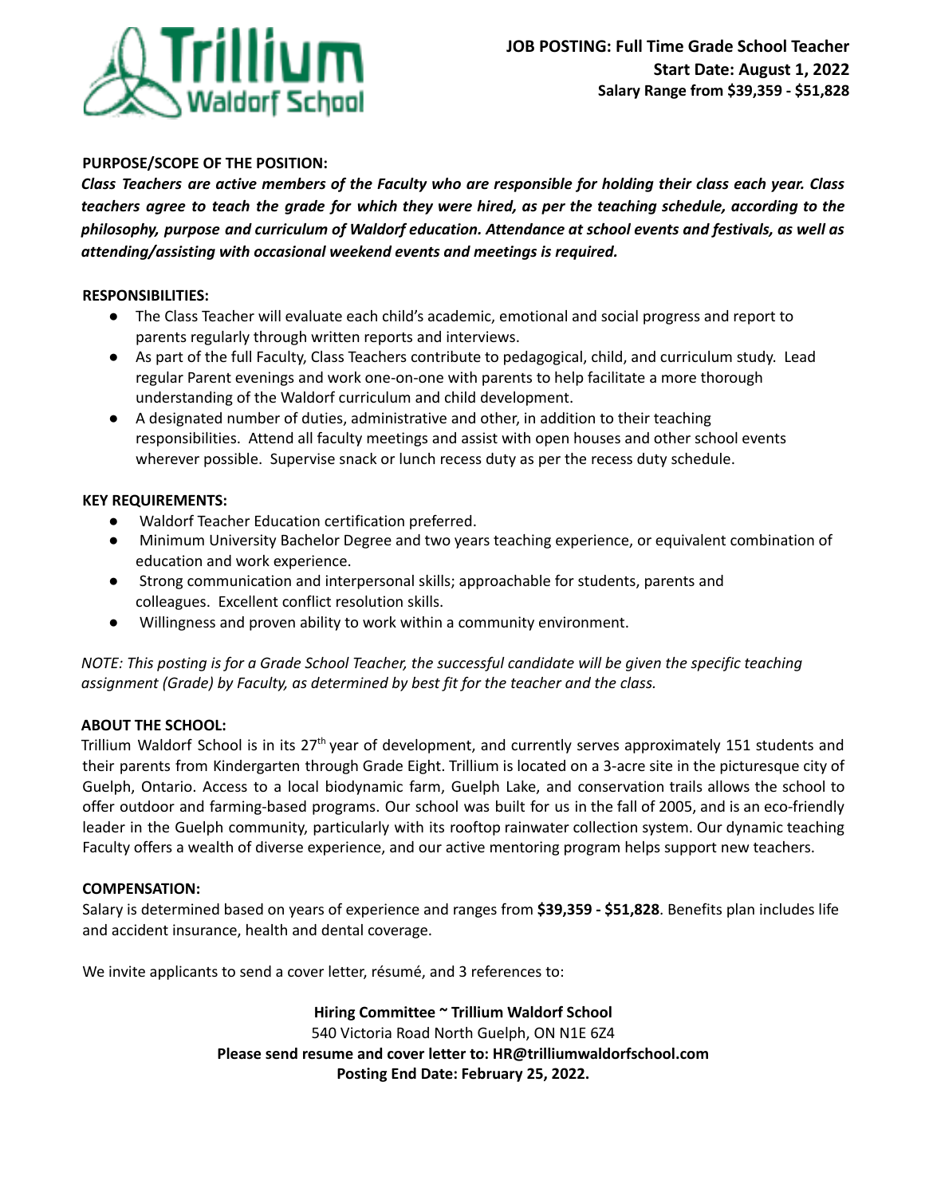Trillium Waldorf School

**JOB POSTING: Full Time Grade School Teacher**
**Start Date: August 1, 2022**
**Salary Range from $39,359 - $51,828**

**PURPOSE/SCOPE OF THE POSITION:**

***Class Teachers are active members of the Faculty who are responsible for holding their class each year. Class teachers agree to teach the grade for which they were hired, as per the teaching schedule, according to the philosophy, purpose and curriculum of Waldorf education. Attendance at school events and festivals, as well as attending/assisting with occasional weekend events and meetings is required.***

**RESPONSIBILITIES:**

- The Class Teacher will evaluate each child's academic, emotional and social progress and report to parents regularly through written reports and interviews.
- As part of the full Faculty, Class Teachers contribute to pedagogical, child, and curriculum study. Lead regular Parent evenings and work one-on-one with parents to help facilitate a more thorough understanding of the Waldorf curriculum and child development.
- A designated number of duties, administrative and other, in addition to their teaching responsibilities. Attend all faculty meetings and assist with open houses and other school events wherever possible. Supervise snack or lunch recess duty as per the recess duty schedule.

**KEY REQUIREMENTS:**

- Waldorf Teacher Education certification preferred.
- Minimum University Bachelor Degree and two years teaching experience, or equivalent combination of education and work experience.
- Strong communication and interpersonal skills; approachable for students, parents and colleagues. Excellent conflict resolution skills.
- Willingness and proven ability to work within a community environment.

*NOTE: This posting is for a Grade School Teacher, the successful candidate will be given the specific teaching assignment (Grade) by Faculty, as determined by best fit for the teacher and the class.*

**ABOUT THE SCHOOL:**

Trillium Waldorf School is in its 27th year of development, and currently serves approximately 151 students and their parents from Kindergarten through Grade Eight. Trillium is located on a 3-acre site in the picturesque city of Guelph, Ontario. Access to a local biodynamic farm, Guelph Lake, and conservation trails allows the school to offer outdoor and farming-based programs. Our school was built for us in the fall of 2005, and is an eco-friendly leader in the Guelph community, particularly with its rooftop rainwater collection system. Our dynamic teaching Faculty offers a wealth of diverse experience, and our active mentoring program helps support new teachers.

**COMPENSATION:**

Salary is determined based on years of experience and ranges from **$39,359 - $51,828**. Benefits plan includes life and accident insurance, health and dental coverage.

We invite applicants to send a cover letter, résumé, and 3 references to:

**Hiring Committee ~ Trillium Waldorf School**
540 Victoria Road North Guelph, ON N1E 6Z4
**Please send resume and cover letter to: HR@trilliumwaldorfschool.com**
**Posting End Date: February 25, 2022.**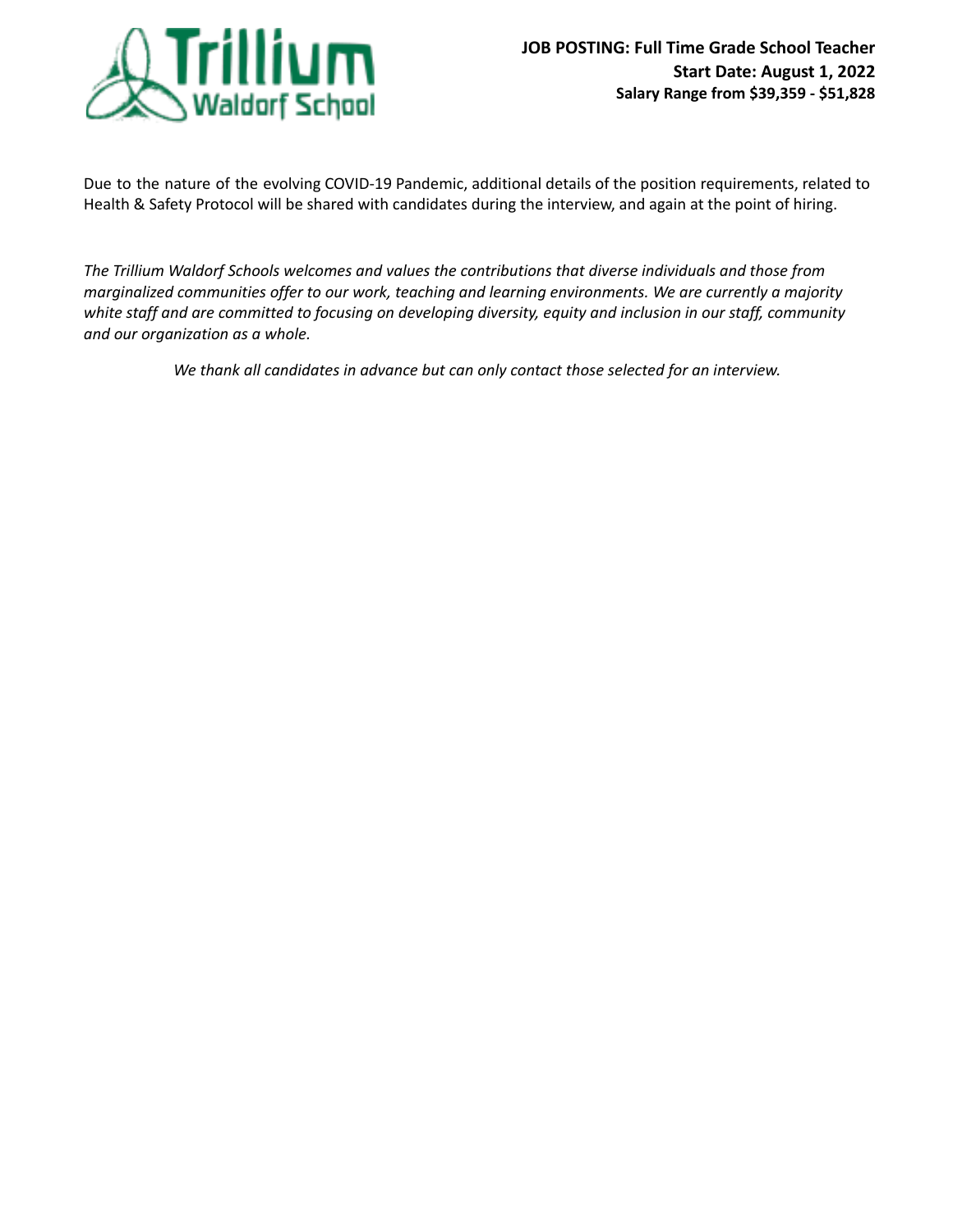**JOB POSTING: Full Time Grade School Teacher**
**Start Date: August 1, 2022**
**Salary Range from $39,359 - $51,828**

Due to the nature of the evolving COVID-19 Pandemic, additional details of the position requirements, related to Health & Safety Protocol will be shared with candidates during the interview, and again at the point of hiring.

*The Trillium Waldorf Schools welcomes and values the contributions that diverse individuals and those from marginalized communities offer to our work, teaching and learning environments. We are currently a majority white staff and are committed to focusing on developing diversity, equity and inclusion in our staff, community and our organization as a whole.*

*We thank all candidates in advance but can only contact those selected for an interview.*